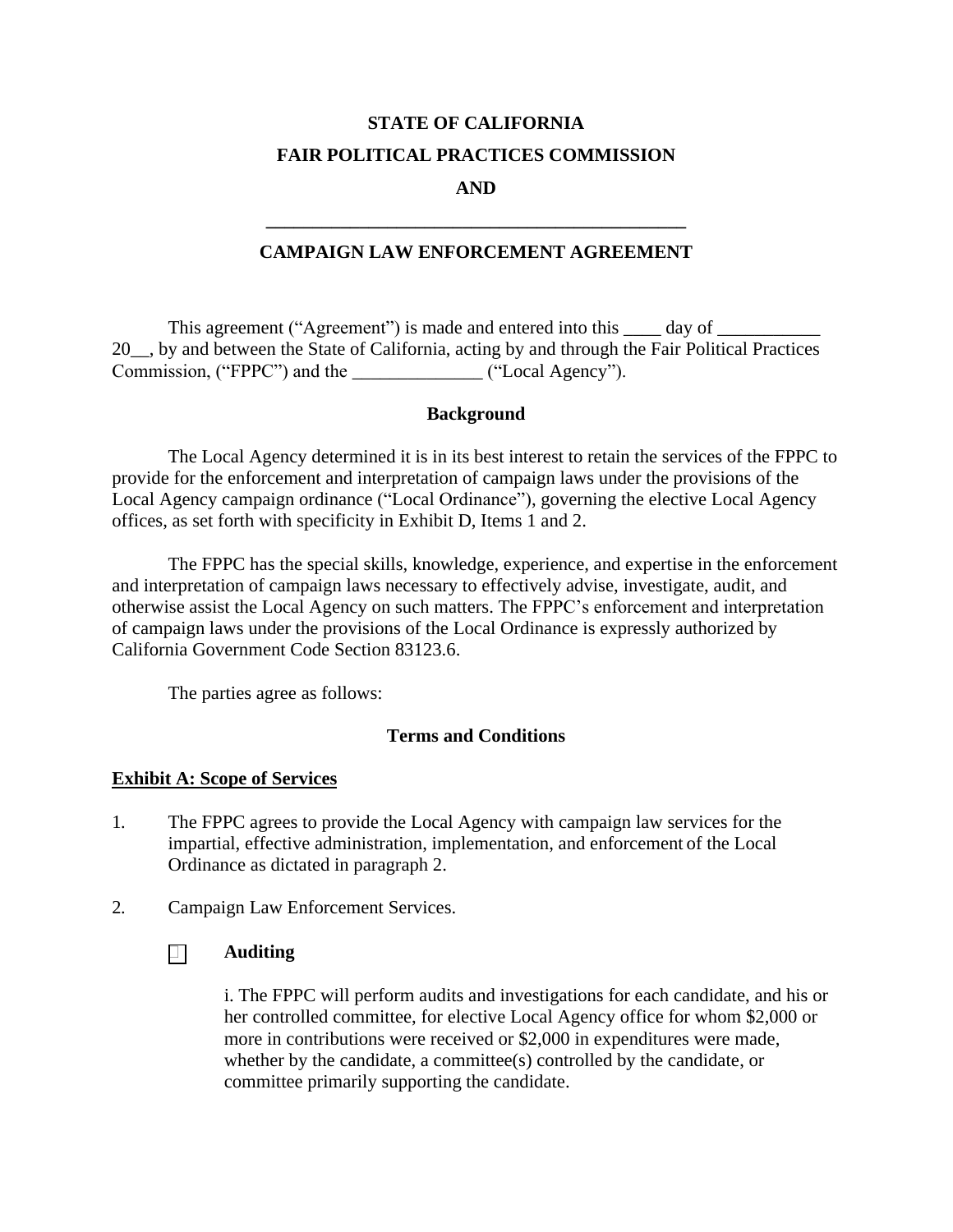**STATE OF CALIFORNIA**

**FAIR POLITICAL PRACTICES COMMISSION**

**AND**

**______________________________________________**

**CAMPAIGN LAW ENFORCEMENT AGREEMENT**

This agreement ("Agreement") is made and entered into this ____ day of ___________ 20__, by and between the State of California, acting by and through the Fair Political Practices Commission, ("FPPC") and the ______________ ("Local Agency").

**Background**

The Local Agency determined it is in its best interest to retain the services of the FPPC to provide for the enforcement and interpretation of campaign laws under the provisions of the Local Agency campaign ordinance ("Local Ordinance"), governing the elective Local Agency offices, as set forth with specificity in Exhibit D, Items 1 and 2.

The FPPC has the special skills, knowledge, experience, and expertise in the enforcement and interpretation of campaign laws necessary to effectively advise, investigate, audit, and otherwise assist the Local Agency on such matters. The FPPC's enforcement and interpretation of campaign laws under the provisions of the Local Ordinance is expressly authorized by California Government Code Section 83123.6.

The parties agree as follows:

**Terms and Conditions**

**Exhibit A: Scope of Services**

1. The FPPC agrees to provide the Local Agency with campaign law services for the impartial, effective administration, implementation, and enforcement of the Local Ordinance as dictated in paragraph 2.

2. Campaign Law Enforcement Services.

   ☐ **Auditing**

   i. The FPPC will perform audits and investigations for each candidate, and his or her controlled committee, for elective Local Agency office for whom $2,000 or more in contributions were received or $2,000 in expenditures were made, whether by the candidate, a committee(s) controlled by the candidate, or committee primarily supporting the candidate.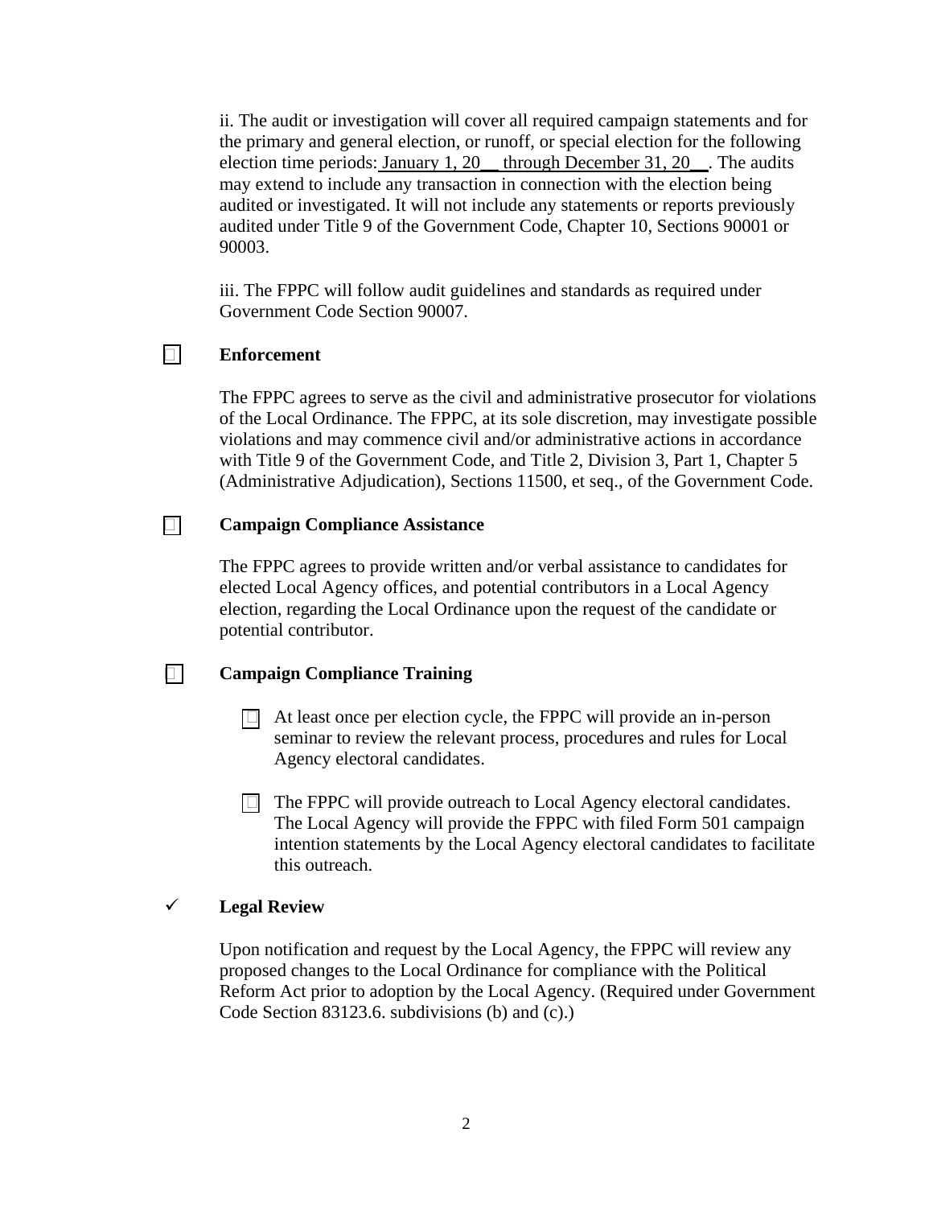ii. The audit or investigation will cover all required campaign statements and for the primary and general election, or runoff, or special election for the following election time periods: January 1, 20__ through December 31, 20__. The audits may extend to include any transaction in connection with the election being audited or investigated. It will not include any statements or reports previously audited under Title 9 of the Government Code, Chapter 10, Sections 90001 or 90003.

iii. The FPPC will follow audit guidelines and standards as required under Government Code Section 90007.

☐ **Enforcement**

The FPPC agrees to serve as the civil and administrative prosecutor for violations of the Local Ordinance. The FPPC, at its sole discretion, may investigate possible violations and may commence civil and/or administrative actions in accordance with Title 9 of the Government Code, and Title 2, Division 3, Part 1, Chapter 5 (Administrative Adjudication), Sections 11500, et seq., of the Government Code.

☐ **Campaign Compliance Assistance**

The FPPC agrees to provide written and/or verbal assistance to candidates for elected Local Agency offices, and potential contributors in a Local Agency election, regarding the Local Ordinance upon the request of the candidate or potential contributor.

☐ **Campaign Compliance Training**

- ☐ At least once per election cycle, the FPPC will provide an in-person seminar to review the relevant process, procedures and rules for Local Agency electoral candidates.

- ☐ The FPPC will provide outreach to Local Agency electoral candidates. The Local Agency will provide the FPPC with filed Form 501 campaign intention statements by the Local Agency electoral candidates to facilitate this outreach.

✓ **Legal Review**

Upon notification and request by the Local Agency, the FPPC will review any proposed changes to the Local Ordinance for compliance with the Political Reform Act prior to adoption by the Local Agency. (Required under Government Code Section 83123.6. subdivisions (b) and (c).)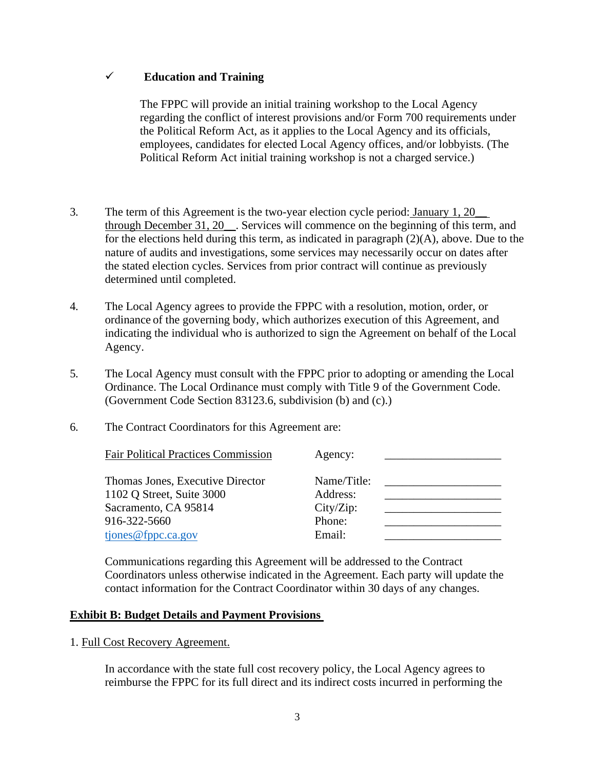✓ **Education and Training**

The FPPC will provide an initial training workshop to the Local Agency regarding the conflict of interest provisions and/or Form 700 requirements under the Political Reform Act, as it applies to the Local Agency and its officials, employees, candidates for elected Local Agency offices, and/or lobbyists. (The Political Reform Act initial training workshop is not a charged service.)

3. The term of this Agreement is the two-year election cycle period: January 1, 20__ through December 31, 20__. Services will commence on the beginning of this term, and for the elections held during this term, as indicated in paragraph (2)(A), above. Due to the nature of audits and investigations, some services may necessarily occur on dates after the stated election cycles. Services from prior contract will continue as previously determined until completed.

4. The Local Agency agrees to provide the FPPC with a resolution, motion, order, or ordinance of the governing body, which authorizes execution of this Agreement, and indicating the individual who is authorized to sign the Agreement on behalf of the Local Agency.

5. The Local Agency must consult with the FPPC prior to adopting or amending the Local Ordinance. The Local Ordinance must comply with Title 9 of the Government Code. (Government Code Section 83123.6, subdivision (b) and (c).)

6. The Contract Coordinators for this Agreement are:

| Fair Political Practices Commission | Agency: | ____________________ |
|---|---|---|
| Thomas Jones, Executive Director | Name/Title: | ____________________ |
| 1102 Q Street, Suite 3000 | Address: | ____________________ |
| Sacramento, CA 95814 | City/Zip: | ____________________ |
| 916-322-5660 | Phone: | ____________________ |
| tjones@fppc.ca.gov | Email: | ____________________ |

Communications regarding this Agreement will be addressed to the Contract Coordinators unless otherwise indicated in the Agreement. Each party will update the contact information for the Contract Coordinator within 30 days of any changes.

## Exhibit B: Budget Details and Payment Provisions

1. Full Cost Recovery Agreement.

In accordance with the state full cost recovery policy, the Local Agency agrees to reimburse the FPPC for its full direct and its indirect costs incurred in performing the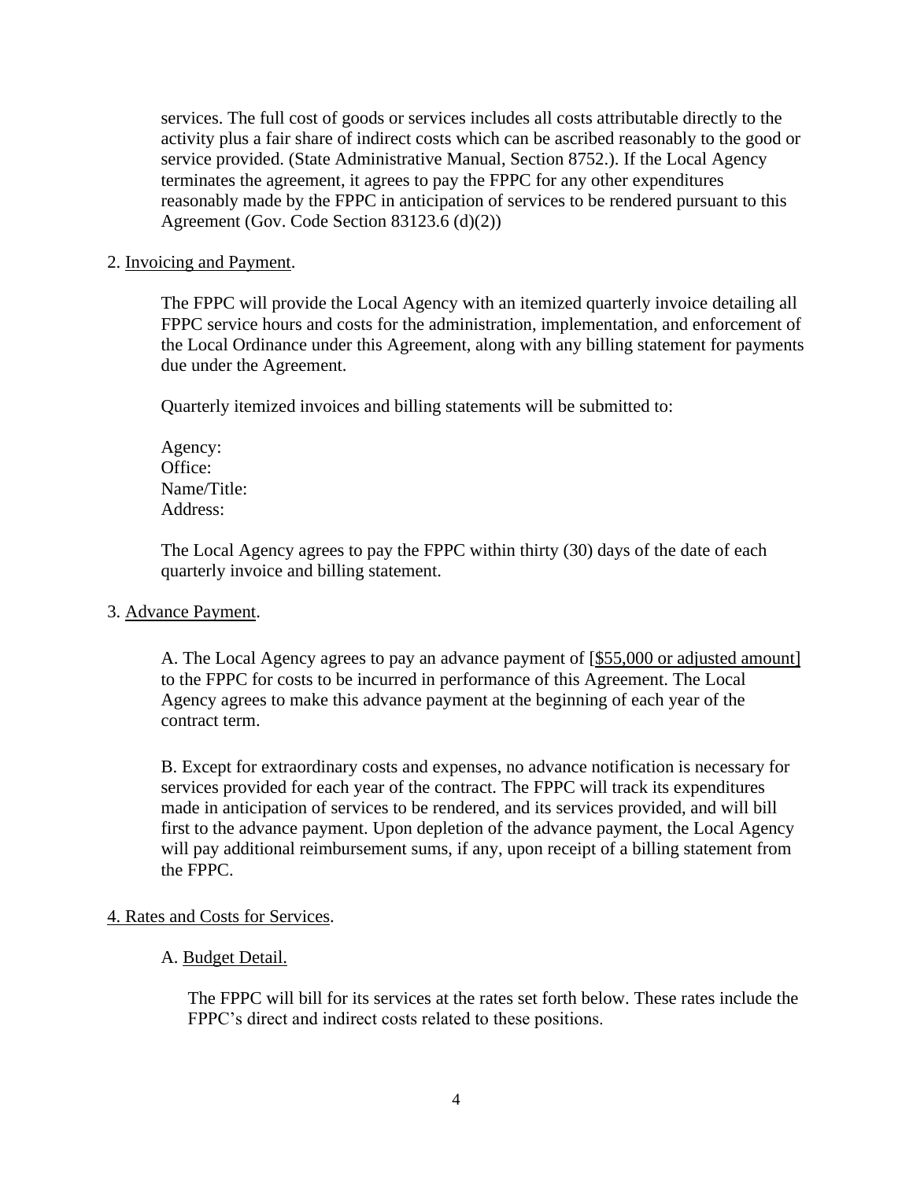services. The full cost of goods or services includes all costs attributable directly to the activity plus a fair share of indirect costs which can be ascribed reasonably to the good or service provided. (State Administrative Manual, Section 8752.). If the Local Agency terminates the agreement, it agrees to pay the FPPC for any other expenditures reasonably made by the FPPC in anticipation of services to be rendered pursuant to this Agreement (Gov. Code Section 83123.6 (d)(2))

2. Invoicing and Payment.

The FPPC will provide the Local Agency with an itemized quarterly invoice detailing all FPPC service hours and costs for the administration, implementation, and enforcement of the Local Ordinance under this Agreement, along with any billing statement for payments due under the Agreement.

Quarterly itemized invoices and billing statements will be submitted to:

Agency:
Office:
Name/Title:
Address:

The Local Agency agrees to pay the FPPC within thirty (30) days of the date of each quarterly invoice and billing statement.

3. Advance Payment.

A. The Local Agency agrees to pay an advance payment of [$55,000 or adjusted amount] to the FPPC for costs to be incurred in performance of this Agreement. The Local Agency agrees to make this advance payment at the beginning of each year of the contract term.

B. Except for extraordinary costs and expenses, no advance notification is necessary for services provided for each year of the contract. The FPPC will track its expenditures made in anticipation of services to be rendered, and its services provided, and will bill first to the advance payment. Upon depletion of the advance payment, the Local Agency will pay additional reimbursement sums, if any, upon receipt of a billing statement from the FPPC.

4. Rates and Costs for Services.

A. Budget Detail.

The FPPC will bill for its services at the rates set forth below. These rates include the FPPC's direct and indirect costs related to these positions.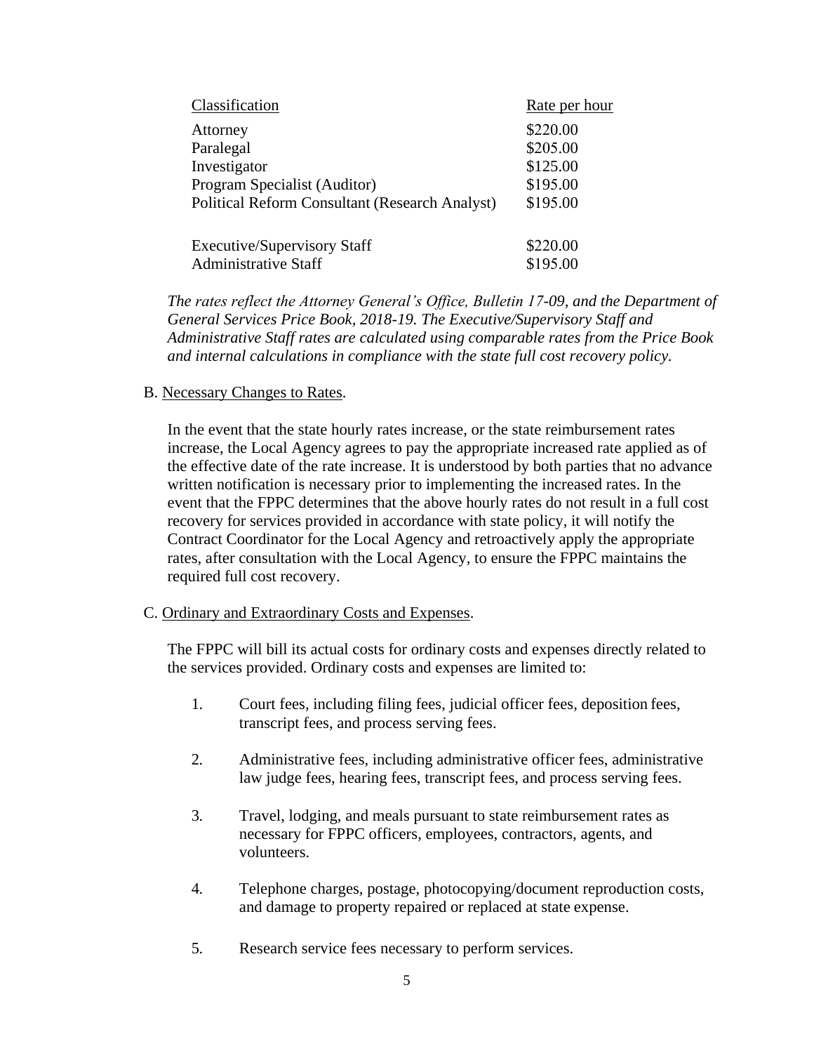| Classification | Rate per hour |
|---|---|
| Attorney | $220.00 |
| Paralegal | $205.00 |
| Investigator | $125.00 |
| Program Specialist (Auditor) | $195.00 |
| Political Reform Consultant (Research Analyst) | $195.00 |
| Executive/Supervisory Staff | $220.00 |
| Administrative Staff | $195.00 |

*The rates reflect the Attorney General's Office, Bulletin 17-09, and the Department of General Services Price Book, 2018-19. The Executive/Supervisory Staff and Administrative Staff rates are calculated using comparable rates from the Price Book and internal calculations in compliance with the state full cost recovery policy.*

B. Necessary Changes to Rates.

In the event that the state hourly rates increase, or the state reimbursement rates increase, the Local Agency agrees to pay the appropriate increased rate applied as of the effective date of the rate increase. It is understood by both parties that no advance written notification is necessary prior to implementing the increased rates. In the event that the FPPC determines that the above hourly rates do not result in a full cost recovery for services provided in accordance with state policy, it will notify the Contract Coordinator for the Local Agency and retroactively apply the appropriate rates, after consultation with the Local Agency, to ensure the FPPC maintains the required full cost recovery.

C. Ordinary and Extraordinary Costs and Expenses.

The FPPC will bill its actual costs for ordinary costs and expenses directly related to the services provided. Ordinary costs and expenses are limited to:

1. Court fees, including filing fees, judicial officer fees, deposition fees, transcript fees, and process serving fees.

2. Administrative fees, including administrative officer fees, administrative law judge fees, hearing fees, transcript fees, and process serving fees.

3. Travel, lodging, and meals pursuant to state reimbursement rates as necessary for FPPC officers, employees, contractors, agents, and volunteers.

4. Telephone charges, postage, photocopying/document reproduction costs, and damage to property repaired or replaced at state expense.

5. Research service fees necessary to perform services.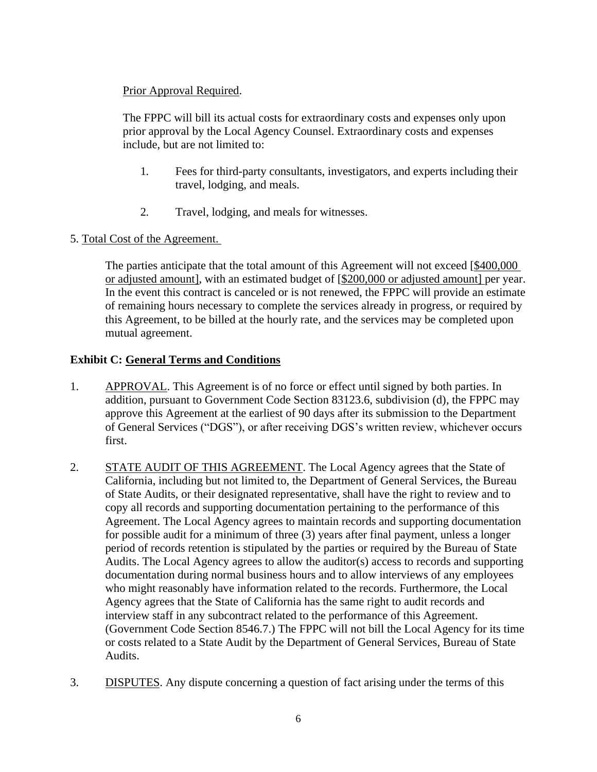Prior Approval Required.

The FPPC will bill its actual costs for extraordinary costs and expenses only upon prior approval by the Local Agency Counsel. Extraordinary costs and expenses include, but are not limited to:

1. Fees for third-party consultants, investigators, and experts including their travel, lodging, and meals.

2. Travel, lodging, and meals for witnesses.

5. Total Cost of the Agreement.

The parties anticipate that the total amount of this Agreement will not exceed [$400,000 or adjusted amount], with an estimated budget of [$200,000 or adjusted amount] per year. In the event this contract is canceled or is not renewed, the FPPC will provide an estimate of remaining hours necessary to complete the services already in progress, or required by this Agreement, to be billed at the hourly rate, and the services may be completed upon mutual agreement.

**Exhibit C: General Terms and Conditions**

1. APPROVAL. This Agreement is of no force or effect until signed by both parties. In addition, pursuant to Government Code Section 83123.6, subdivision (d), the FPPC may approve this Agreement at the earliest of 90 days after its submission to the Department of General Services ("DGS"), or after receiving DGS's written review, whichever occurs first.

2. STATE AUDIT OF THIS AGREEMENT. The Local Agency agrees that the State of California, including but not limited to, the Department of General Services, the Bureau of State Audits, or their designated representative, shall have the right to review and to copy all records and supporting documentation pertaining to the performance of this Agreement. The Local Agency agrees to maintain records and supporting documentation for possible audit for a minimum of three (3) years after final payment, unless a longer period of records retention is stipulated by the parties or required by the Bureau of State Audits. The Local Agency agrees to allow the auditor(s) access to records and supporting documentation during normal business hours and to allow interviews of any employees who might reasonably have information related to the records. Furthermore, the Local Agency agrees that the State of California has the same right to audit records and interview staff in any subcontract related to the performance of this Agreement. (Government Code Section 8546.7.) The FPPC will not bill the Local Agency for its time or costs related to a State Audit by the Department of General Services, Bureau of State Audits.

3. DISPUTES. Any dispute concerning a question of fact arising under the terms of this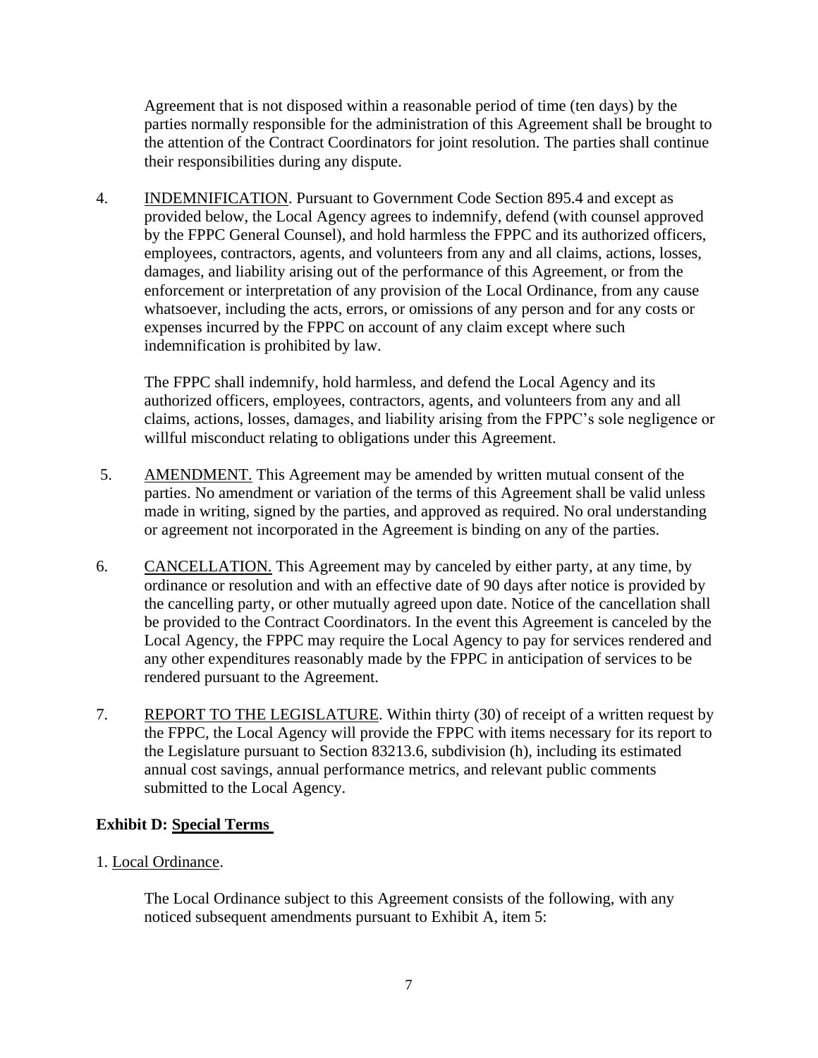Agreement that is not disposed within a reasonable period of time (ten days) by the parties normally responsible for the administration of this Agreement shall be brought to the attention of the Contract Coordinators for joint resolution. The parties shall continue their responsibilities during any dispute.

4. INDEMNIFICATION. Pursuant to Government Code Section 895.4 and except as provided below, the Local Agency agrees to indemnify, defend (with counsel approved by the FPPC General Counsel), and hold harmless the FPPC and its authorized officers, employees, contractors, agents, and volunteers from any and all claims, actions, losses, damages, and liability arising out of the performance of this Agreement, or from the enforcement or interpretation of any provision of the Local Ordinance, from any cause whatsoever, including the acts, errors, or omissions of any person and for any costs or expenses incurred by the FPPC on account of any claim except where such indemnification is prohibited by law.

   The FPPC shall indemnify, hold harmless, and defend the Local Agency and its authorized officers, employees, contractors, agents, and volunteers from any and all claims, actions, losses, damages, and liability arising from the FPPC's sole negligence or willful misconduct relating to obligations under this Agreement.

5. AMENDMENT. This Agreement may be amended by written mutual consent of the parties. No amendment or variation of the terms of this Agreement shall be valid unless made in writing, signed by the parties, and approved as required. No oral understanding or agreement not incorporated in the Agreement is binding on any of the parties.

6. CANCELLATION. This Agreement may by canceled by either party, at any time, by ordinance or resolution and with an effective date of 90 days after notice is provided by the cancelling party, or other mutually agreed upon date. Notice of the cancellation shall be provided to the Contract Coordinators. In the event this Agreement is canceled by the Local Agency, the FPPC may require the Local Agency to pay for services rendered and any other expenditures reasonably made by the FPPC in anticipation of services to be rendered pursuant to the Agreement.

7. REPORT TO THE LEGISLATURE. Within thirty (30) of receipt of a written request by the FPPC, the Local Agency will provide the FPPC with items necessary for its report to the Legislature pursuant to Section 83213.6, subdivision (h), including its estimated annual cost savings, annual performance metrics, and relevant public comments submitted to the Local Agency.

**Exhibit D: Special Terms**

1. Local Ordinance.

   The Local Ordinance subject to this Agreement consists of the following, with any noticed subsequent amendments pursuant to Exhibit A, item 5: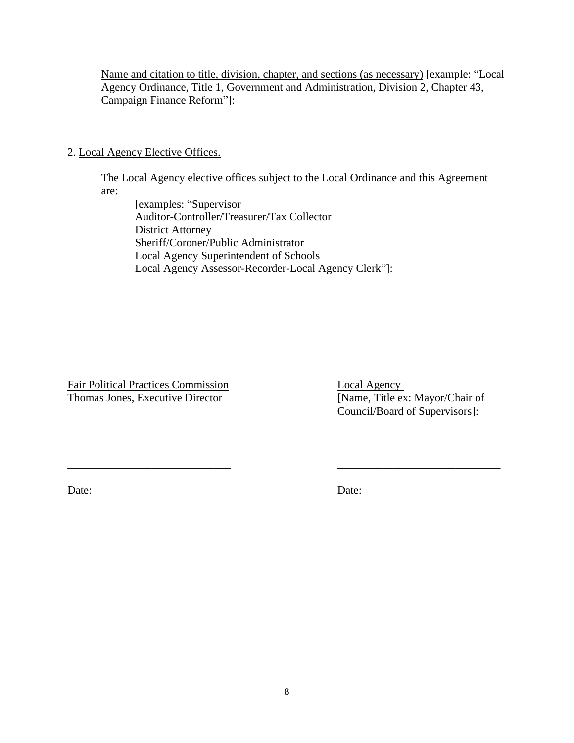Name and citation to title, division, chapter, and sections (as necessary) [example: "Local Agency Ordinance, Title 1, Government and Administration, Division 2, Chapter 43, Campaign Finance Reform"]:

2. Local Agency Elective Offices.

The Local Agency elective offices subject to the Local Ordinance and this Agreement are:

[examples: "Supervisor
Auditor-Controller/Treasurer/Tax Collector
District Attorney
Sheriff/Coroner/Public Administrator
Local Agency Superintendent of Schools
Local Agency Assessor-Recorder-Local Agency Clerk"]:

Fair Political Practices Commission
Thomas Jones, Executive Director

_____________________________

Date:

Local Agency
[Name, Title ex: Mayor/Chair of Council/Board of Supervisors]:

_____________________________

Date: